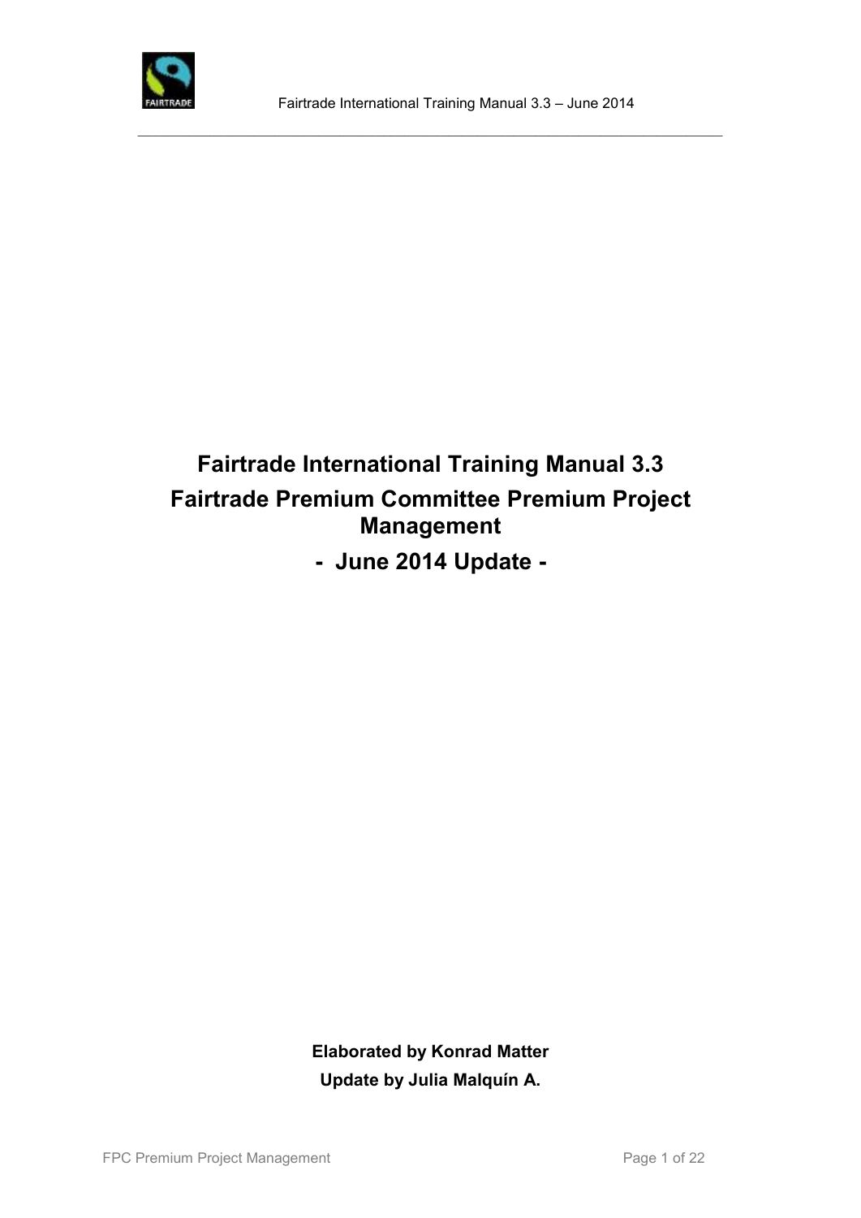# Fairtrade International Training Manual 3.3

# Fairtrade Premium Committee Premium Project Management

# - June 2014 Update -

**Elaborated by Konrad Matter**

**Update by Julia Malquín A.**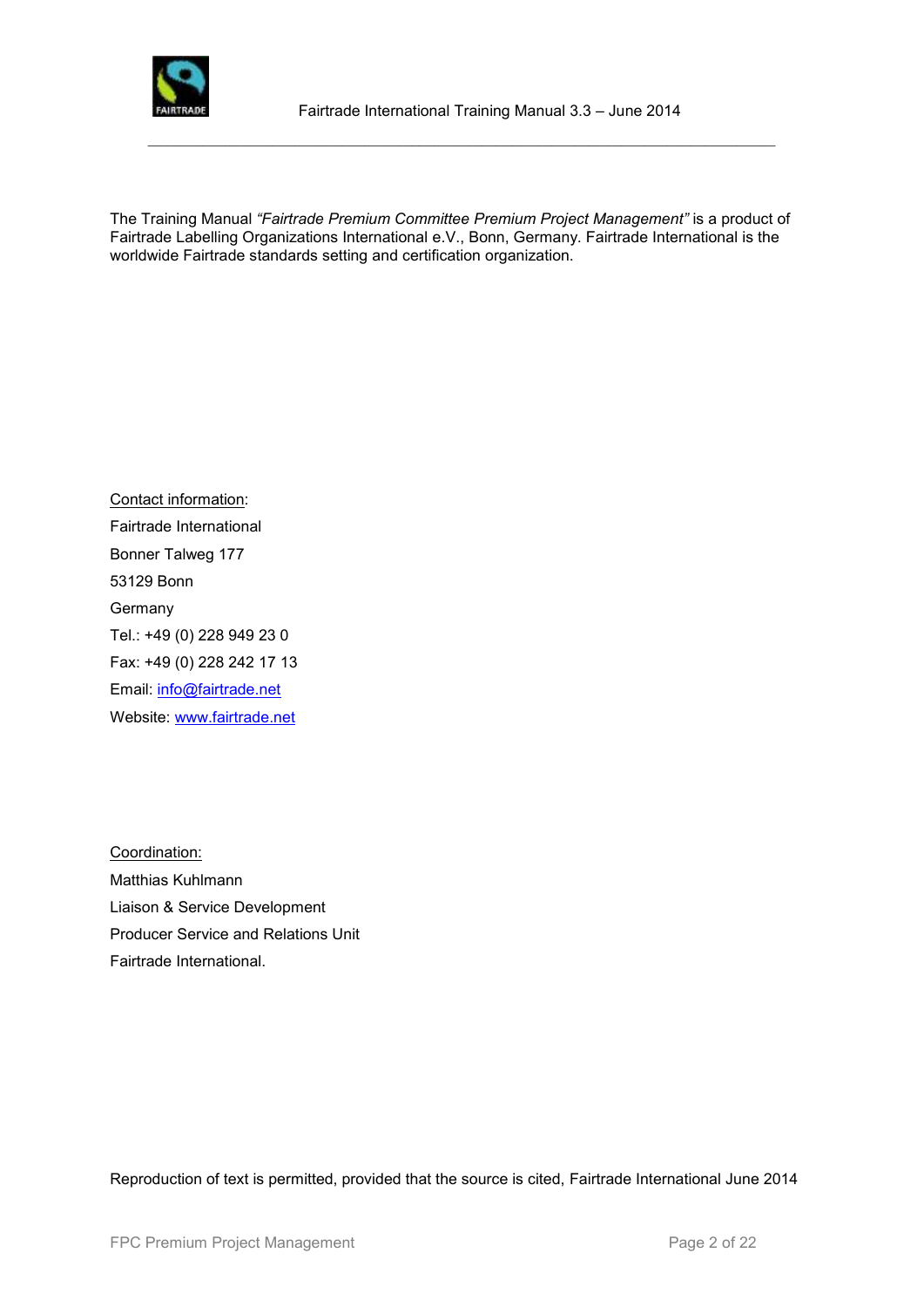The Training Manual *"Fairtrade Premium Committee Premium Project Management"* is a product of Fairtrade Labelling Organizations International e.V., Bonn, Germany. Fairtrade International is the worldwide Fairtrade standards setting and certification organization.

Contact information:

Fairtrade International

Bonner Talweg 177

53129 Bonn

Germany

Tel.: +49 (0) 228 949 23 0

Fax: +49 (0) 228 242 17 13

Email: info@fairtrade.net

Website: www.fairtrade.net

Coordination:

Matthias Kuhlmann

Liaison & Service Development

Producer Service and Relations Unit

Fairtrade International.

Reproduction of text is permitted, provided that the source is cited, Fairtrade International June 2014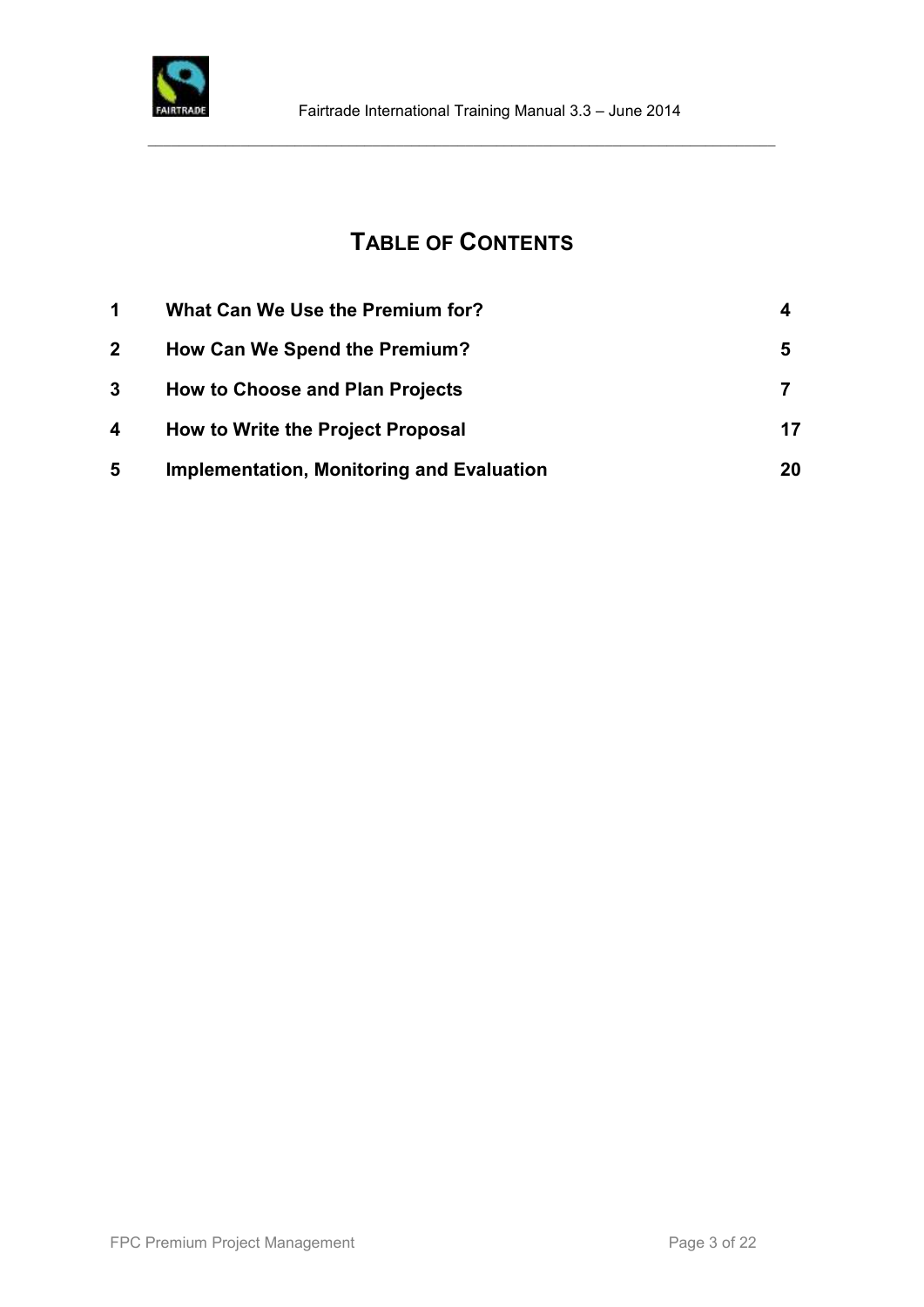# TABLE OF CONTENTS

| | | |
|---|---|---|
| **1** | **What Can We Use the Premium for?** | **4** |
| **2** | **How Can We Spend the Premium?** | **5** |
| **3** | **How to Choose and Plan Projects** | **7** |
| **4** | **How to Write the Project Proposal** | **17** |
| **5** | **Implementation, Monitoring and Evaluation** | **20** |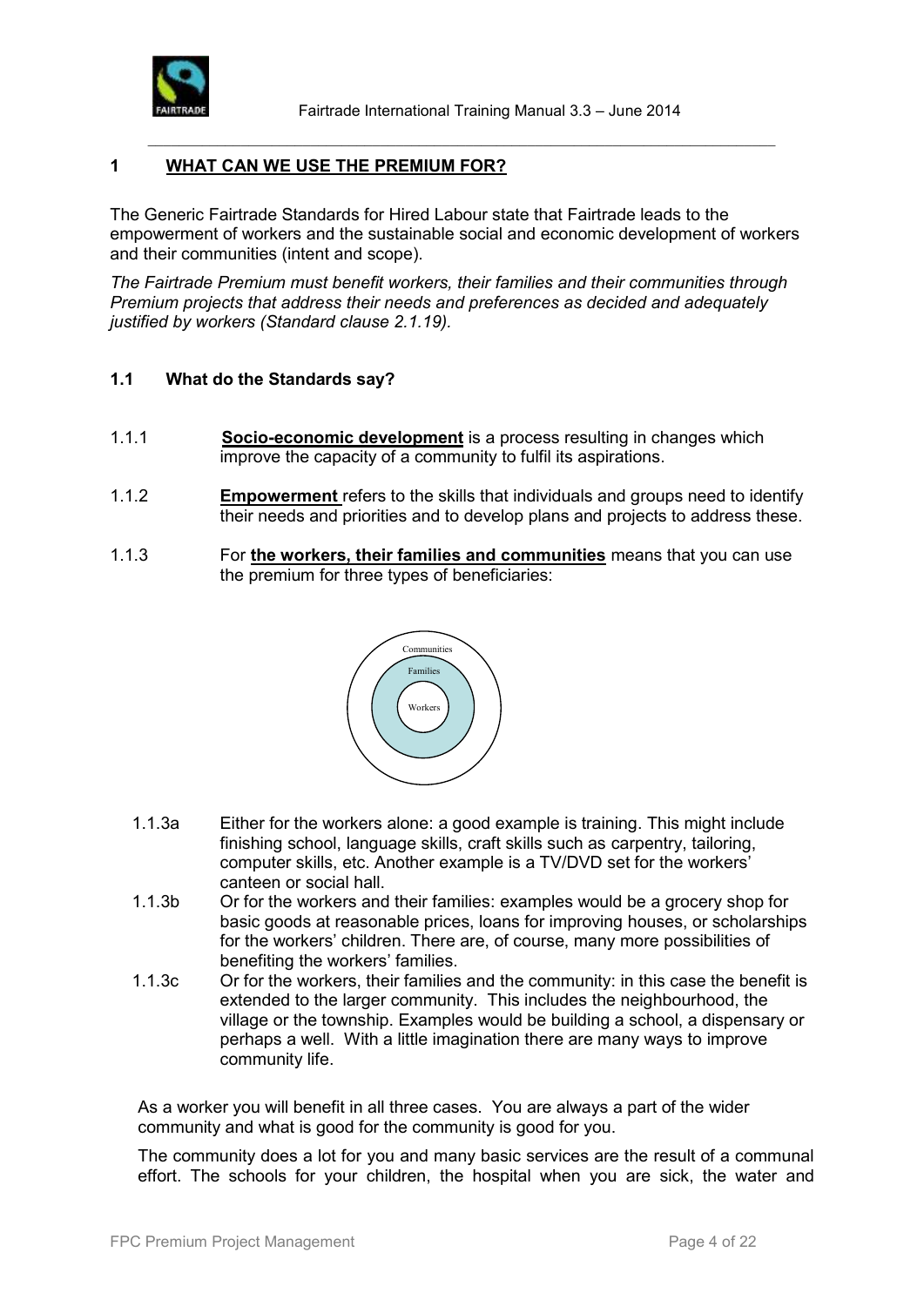# 1 WHAT CAN WE USE THE PREMIUM FOR?

The Generic Fairtrade Standards for Hired Labour state that Fairtrade leads to the empowerment of workers and the sustainable social and economic development of workers and their communities (intent and scope).

*The Fairtrade Premium must benefit workers, their families and their communities through Premium projects that address their needs and preferences as decided and adequately justified by workers (Standard clause 2.1.19).*

## 1.1 What do the Standards say?

1.1.1 **Socio-economic development** is a process resulting in changes which improve the capacity of a community to fulfil its aspirations.

1.1.2 **Empowerment** refers to the skills that individuals and groups need to identify their needs and priorities and to develop plans and projects to address these.

1.1.3 For **the workers, their families and communities** means that you can use the premium for three types of beneficiaries:

Communities

Families

Workers

1.1.3a Either for the workers alone: a good example is training. This might include finishing school, language skills, craft skills such as carpentry, tailoring, computer skills, etc. Another example is a TV/DVD set for the workers' canteen or social hall.

1.1.3b Or for the workers and their families: examples would be a grocery shop for basic goods at reasonable prices, loans for improving houses, or scholarships for the workers' children. There are, of course, many more possibilities of benefiting the workers' families.

1.1.3c Or for the workers, their families and the community: in this case the benefit is extended to the larger community. This includes the neighbourhood, the village or the township. Examples would be building a school, a dispensary or perhaps a well. With a little imagination there are many ways to improve community life.

As a worker you will benefit in all three cases. You are always a part of the wider community and what is good for the community is good for you.

The community does a lot for you and many basic services are the result of a communal effort. The schools for your children, the hospital when you are sick, the water and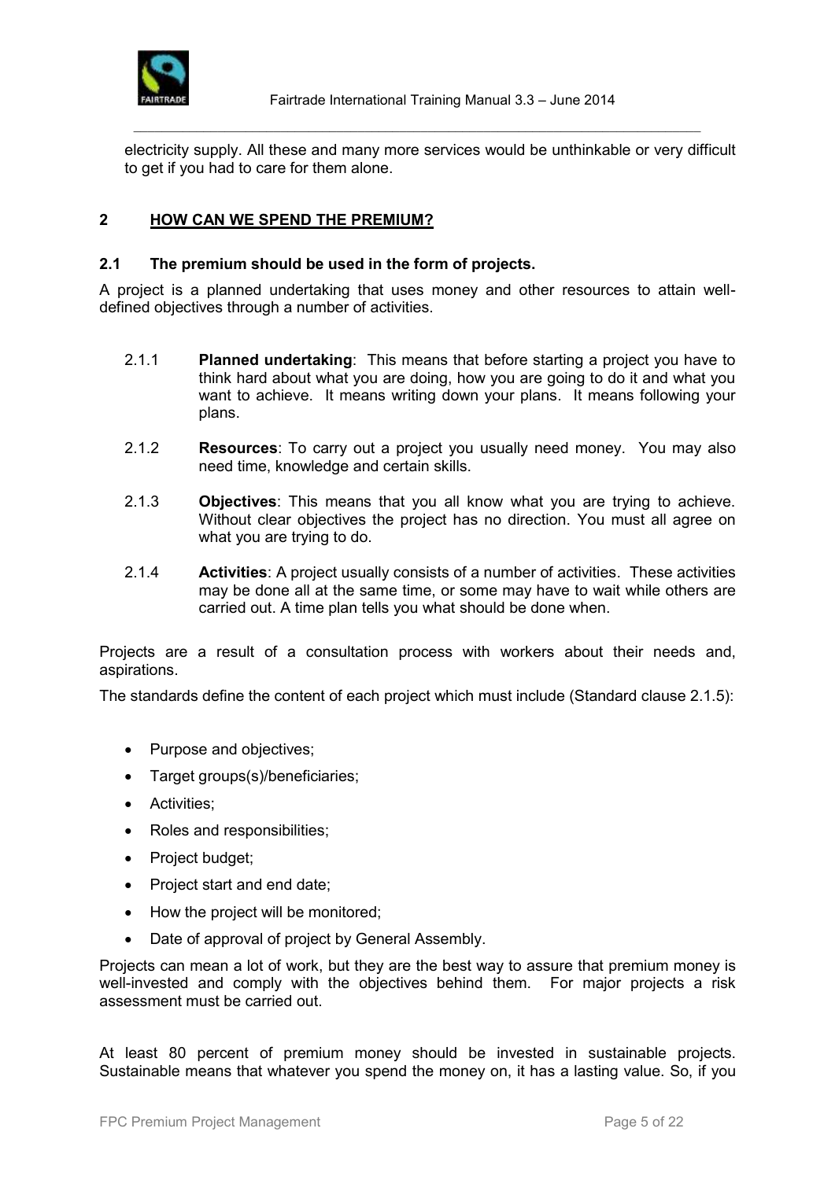electricity supply. All these and many more services would be unthinkable or very difficult to get if you had to care for them alone.

## 2 HOW CAN WE SPEND THE PREMIUM?

### 2.1 The premium should be used in the form of projects.

A project is a planned undertaking that uses money and other resources to attain well-defined objectives through a number of activities.

2.1.1 **Planned undertaking**: This means that before starting a project you have to think hard about what you are doing, how you are going to do it and what you want to achieve. It means writing down your plans. It means following your plans.

2.1.2 **Resources**: To carry out a project you usually need money. You may also need time, knowledge and certain skills.

2.1.3 **Objectives**: This means that you all know what you are trying to achieve. Without clear objectives the project has no direction. You must all agree on what you are trying to do.

2.1.4 **Activities**: A project usually consists of a number of activities. These activities may be done all at the same time, or some may have to wait while others are carried out. A time plan tells you what should be done when.

Projects are a result of a consultation process with workers about their needs and, aspirations.

The standards define the content of each project which must include (Standard clause 2.1.5):

- Purpose and objectives;
- Target groups(s)/beneficiaries;
- Activities;
- Roles and responsibilities;
- Project budget;
- Project start and end date;
- How the project will be monitored;
- Date of approval of project by General Assembly.

Projects can mean a lot of work, but they are the best way to assure that premium money is well-invested and comply with the objectives behind them. For major projects a risk assessment must be carried out.

At least 80 percent of premium money should be invested in sustainable projects. Sustainable means that whatever you spend the money on, it has a lasting value. So, if you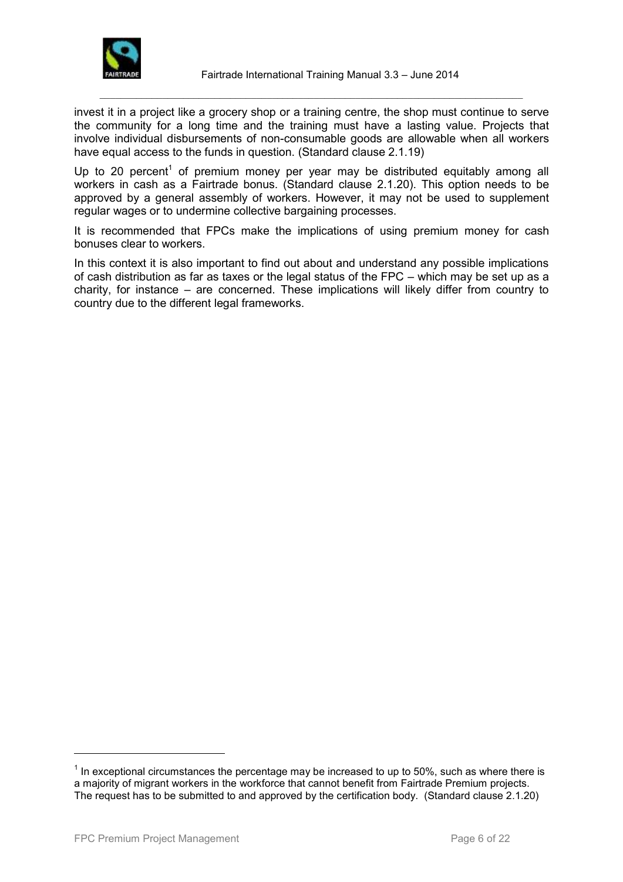invest it in a project like a grocery shop or a training centre, the shop must continue to serve the community for a long time and the training must have a lasting value. Projects that involve individual disbursements of non-consumable goods are allowable when all workers have equal access to the funds in question. (Standard clause 2.1.19)

Up to 20 percent[1] of premium money per year may be distributed equitably among all workers in cash as a Fairtrade bonus. (Standard clause 2.1.20). This option needs to be approved by a general assembly of workers. However, it may not be used to supplement regular wages or to undermine collective bargaining processes.

It is recommended that FPCs make the implications of using premium money for cash bonuses clear to workers.

In this context it is also important to find out about and understand any possible implications of cash distribution as far as taxes or the legal status of the FPC – which may be set up as a charity, for instance – are concerned. These implications will likely differ from country to country due to the different legal frameworks.

---

[1] In exceptional circumstances the percentage may be increased to up to 50%, such as where there is a majority of migrant workers in the workforce that cannot benefit from Fairtrade Premium projects. The request has to be submitted to and approved by the certification body. (Standard clause 2.1.20)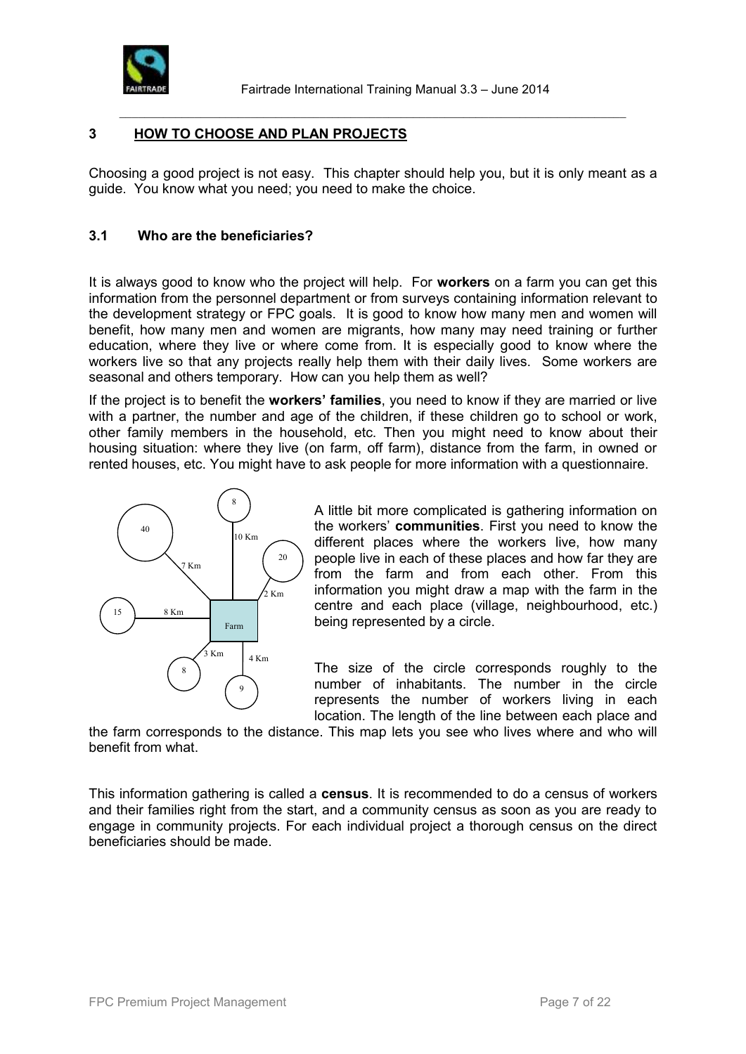# 3 HOW TO CHOOSE AND PLAN PROJECTS

Choosing a good project is not easy. This chapter should help you, but it is only meant as a guide. You know what you need; you need to make the choice.

## 3.1 Who are the beneficiaries?

It is always good to know who the project will help. For **workers** on a farm you can get this information from the personnel department or from surveys containing information relevant to the development strategy or FPC goals. It is good to know how many men and women will benefit, how many men and women are migrants, how many may need training or further education, where they live or where come from. It is especially good to know where the workers live so that any projects really help them with their daily lives. Some workers are seasonal and others temporary. How can you help them as well?

If the project is to benefit the **workers' families**, you need to know if they are married or live with a partner, the number and age of the children, if these children go to school or work, other family members in the household, etc. Then you might need to know about their housing situation: where they live (on farm, off farm), distance from the farm, in owned or rented houses, etc. You might have to ask people for more information with a questionnaire.

A little bit more complicated is gathering information on the workers' **communities**. First you need to know the different places where the workers live, how many people live in each of these places and how far they are from the farm and from each other. From this information you might draw a map with the farm in the centre and each place (village, neighbourhood, etc.) being represented by a circle.

The size of the circle corresponds roughly to the number of inhabitants. The number in the circle represents the number of workers living in each location. The length of the line between each place and the farm corresponds to the distance. This map lets you see who lives where and who will benefit from what.

This information gathering is called a **census**. It is recommended to do a census of workers and their families right from the start, and a community census as soon as you are ready to engage in community projects. For each individual project a thorough census on the direct beneficiaries should be made.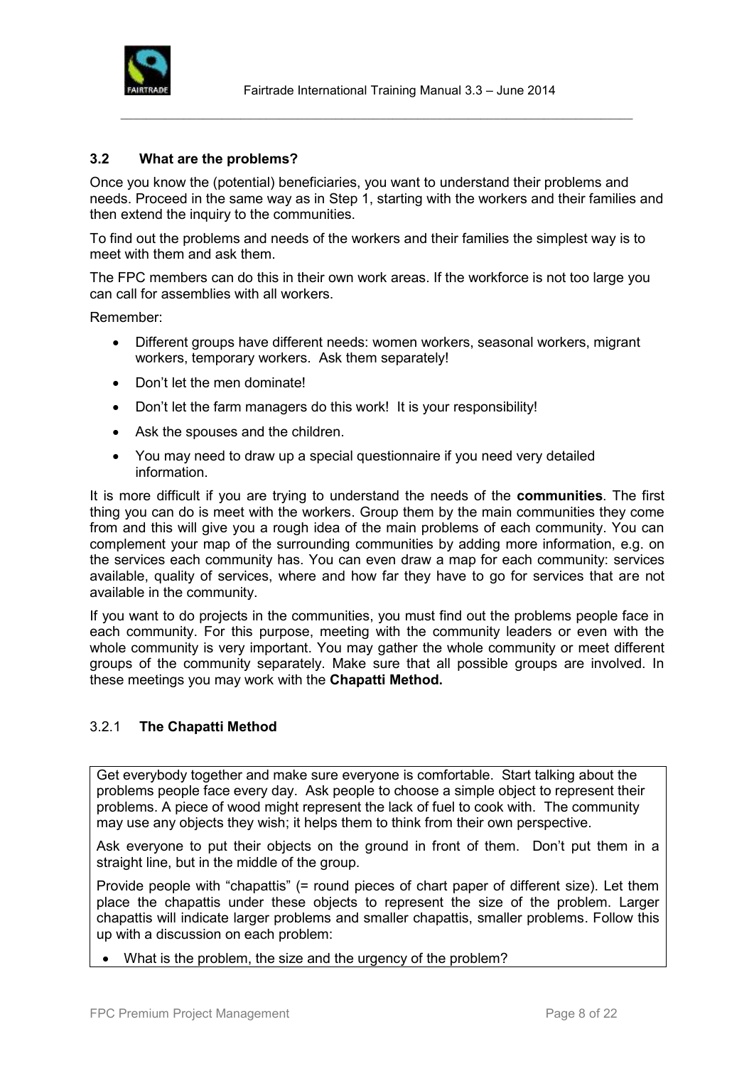### 3.2 What are the problems?

Once you know the (potential) beneficiaries, you want to understand their problems and needs. Proceed in the same way as in Step 1, starting with the workers and their families and then extend the inquiry to the communities.

To find out the problems and needs of the workers and their families the simplest way is to meet with them and ask them.

The FPC members can do this in their own work areas. If the workforce is not too large you can call for assemblies with all workers.

Remember:

- Different groups have different needs: women workers, seasonal workers, migrant workers, temporary workers. Ask them separately!
- Don't let the men dominate!
- Don't let the farm managers do this work! It is your responsibility!
- Ask the spouses and the children.
- You may need to draw up a special questionnaire if you need very detailed information.

It is more difficult if you are trying to understand the needs of the **communities**. The first thing you can do is meet with the workers. Group them by the main communities they come from and this will give you a rough idea of the main problems of each community. You can complement your map of the surrounding communities by adding more information, e.g. on the services each community has. You can even draw a map for each community: services available, quality of services, where and how far they have to go for services that are not available in the community.

If you want to do projects in the communities, you must find out the problems people face in each community. For this purpose, meeting with the community leaders or even with the whole community is very important. You may gather the whole community or meet different groups of the community separately. Make sure that all possible groups are involved. In these meetings you may work with the **Chapatti Method.**

#### 3.2.1 The Chapatti Method

Get everybody together and make sure everyone is comfortable. Start talking about the problems people face every day. Ask people to choose a simple object to represent their problems. A piece of wood might represent the lack of fuel to cook with. The community may use any objects they wish; it helps them to think from their own perspective.

Ask everyone to put their objects on the ground in front of them. Don't put them in a straight line, but in the middle of the group.

Provide people with "chapattis" (= round pieces of chart paper of different size). Let them place the chapattis under these objects to represent the size of the problem. Larger chapattis will indicate larger problems and smaller chapattis, smaller problems. Follow this up with a discussion on each problem:

- What is the problem, the size and the urgency of the problem?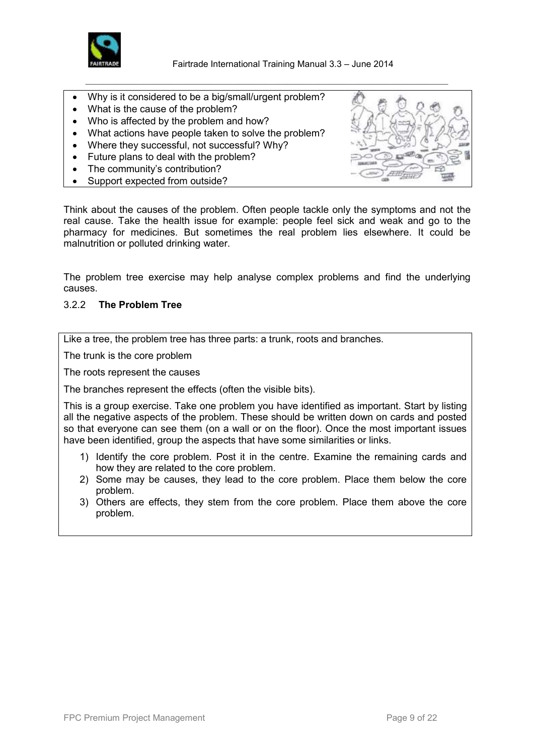- Why is it considered to be a big/small/urgent problem?
- What is the cause of the problem?
- Who is affected by the problem and how?
- What actions have people taken to solve the problem?
- Where they successful, not successful? Why?
- Future plans to deal with the problem?
- The community's contribution?
- Support expected from outside?

Think about the causes of the problem. Often people tackle only the symptoms and not the real cause. Take the health issue for example: people feel sick and weak and go to the pharmacy for medicines. But sometimes the real problem lies elsewhere. It could be malnutrition or polluted drinking water.

The problem tree exercise may help analyse complex problems and find the underlying causes.

### 3.2.2 **The Problem Tree**

Like a tree, the problem tree has three parts: a trunk, roots and branches.

The trunk is the core problem

The roots represent the causes

The branches represent the effects (often the visible bits).

This is a group exercise. Take one problem you have identified as important. Start by listing all the negative aspects of the problem. These should be written down on cards and posted so that everyone can see them (on a wall or on the floor). Once the most important issues have been identified, group the aspects that have some similarities or links.

1) Identify the core problem. Post it in the centre. Examine the remaining cards and how they are related to the core problem.
2) Some may be causes, they lead to the core problem. Place them below the core problem.
3) Others are effects, they stem from the core problem. Place them above the core problem.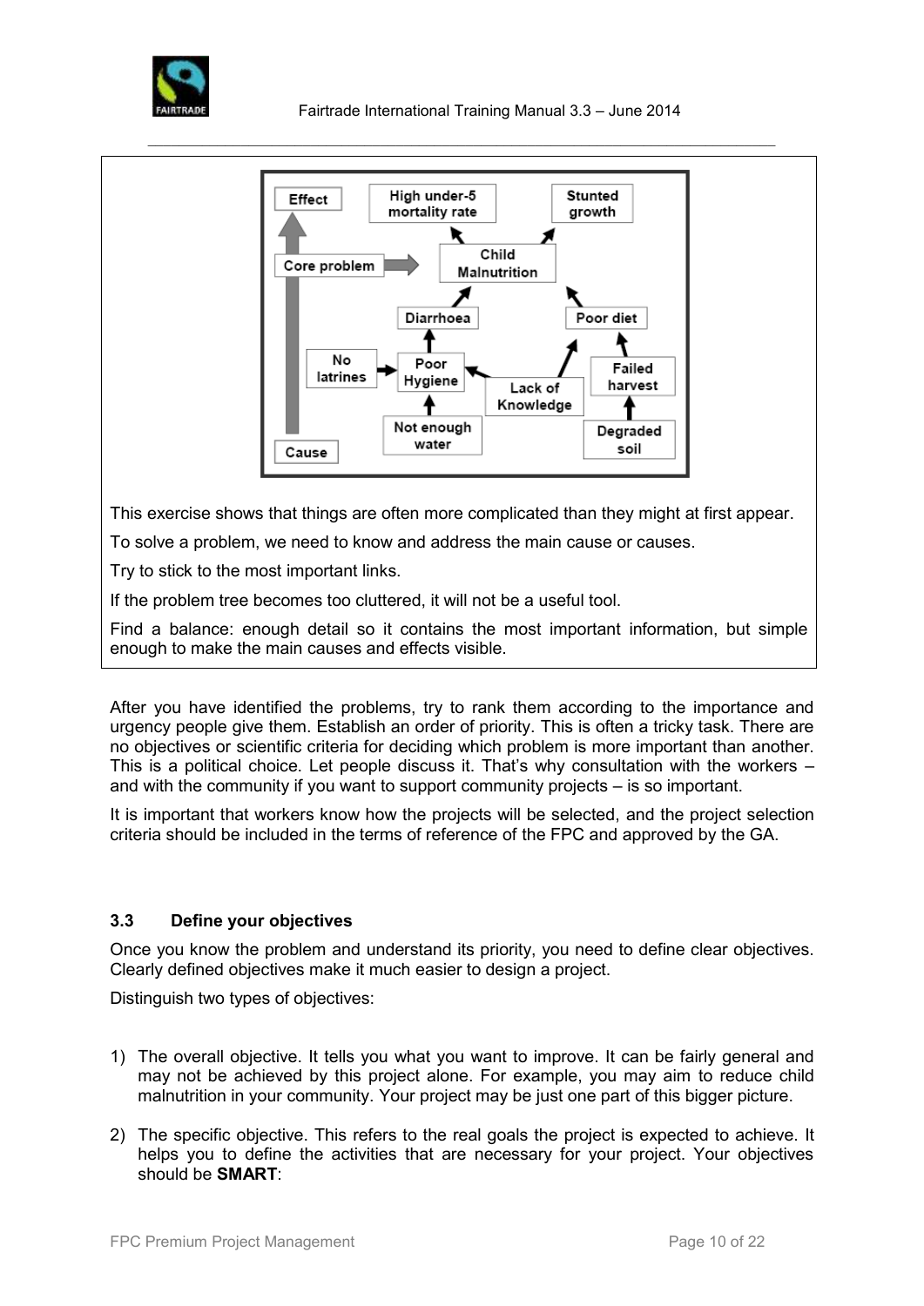This exercise shows that things are often more complicated than they might at first appear.

To solve a problem, we need to know and address the main cause or causes.

Try to stick to the most important links.

If the problem tree becomes too cluttered, it will not be a useful tool.

Find a balance: enough detail so it contains the most important information, but simple enough to make the main causes and effects visible.

After you have identified the problems, try to rank them according to the importance and urgency people give them. Establish an order of priority. This is often a tricky task. There are no objectives or scientific criteria for deciding which problem is more important than another. This is a political choice. Let people discuss it. That's why consultation with the workers – and with the community if you want to support community projects – is so important.

It is important that workers know how the projects will be selected, and the project selection criteria should be included in the terms of reference of the FPC and approved by the GA.

### 3.3 Define your objectives

Once you know the problem and understand its priority, you need to define clear objectives. Clearly defined objectives make it much easier to design a project.

Distinguish two types of objectives:

1) The overall objective. It tells you what you want to improve. It can be fairly general and may not be achieved by this project alone. For example, you may aim to reduce child malnutrition in your community. Your project may be just one part of this bigger picture.

2) The specific objective. This refers to the real goals the project is expected to achieve. It helps you to define the activities that are necessary for your project. Your objectives should be **SMART**: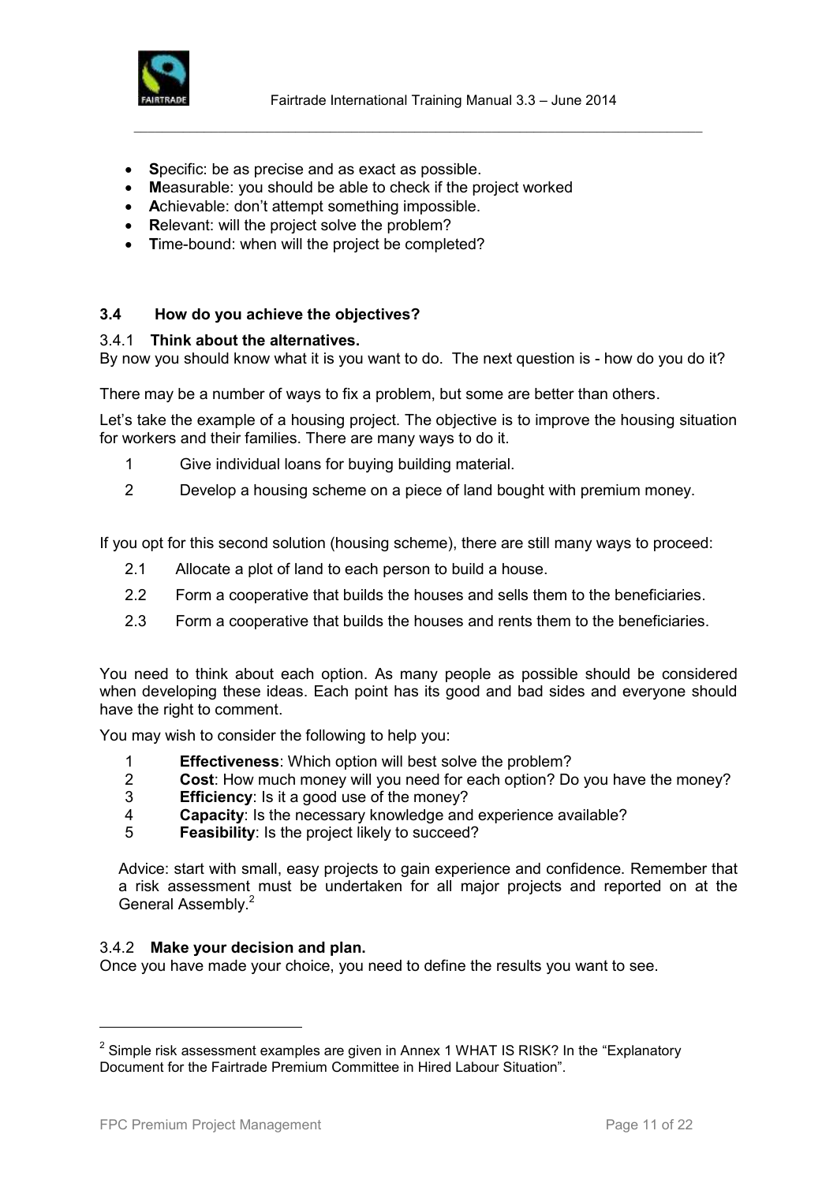- **S**pecific: be as precise and as exact as possible.
- **M**easurable: you should be able to check if the project worked
- **A**chievable: don't attempt something impossible.
- **R**elevant: will the project solve the problem?
- **T**ime-bound: when will the project be completed?

## 3.4 How do you achieve the objectives?

### 3.4.1 Think about the alternatives.

By now you should know what it is you want to do. The next question is - how do you do it?

There may be a number of ways to fix a problem, but some are better than others.

Let's take the example of a housing project. The objective is to improve the housing situation for workers and their families. There are many ways to do it.

1 Give individual loans for buying building material.

2 Develop a housing scheme on a piece of land bought with premium money.

If you opt for this second solution (housing scheme), there are still many ways to proceed:

2.1 Allocate a plot of land to each person to build a house.

2.2 Form a cooperative that builds the houses and sells them to the beneficiaries.

2.3 Form a cooperative that builds the houses and rents them to the beneficiaries.

You need to think about each option. As many people as possible should be considered when developing these ideas. Each point has its good and bad sides and everyone should have the right to comment.

You may wish to consider the following to help you:

1. **Effectiveness**: Which option will best solve the problem?
2. **Cost**: How much money will you need for each option? Do you have the money?
3. **Efficiency**: Is it a good use of the money?
4. **Capacity**: Is the necessary knowledge and experience available?
5. **Feasibility**: Is the project likely to succeed?

Advice: start with small, easy projects to gain experience and confidence. Remember that a risk assessment must be undertaken for all major projects and reported on at the General Assembly.[2]

### 3.4.2 Make your decision and plan.

Once you have made your choice, you need to define the results you want to see.

---

[2] Simple risk assessment examples are given in Annex 1 WHAT IS RISK? In the "Explanatory Document for the Fairtrade Premium Committee in Hired Labour Situation".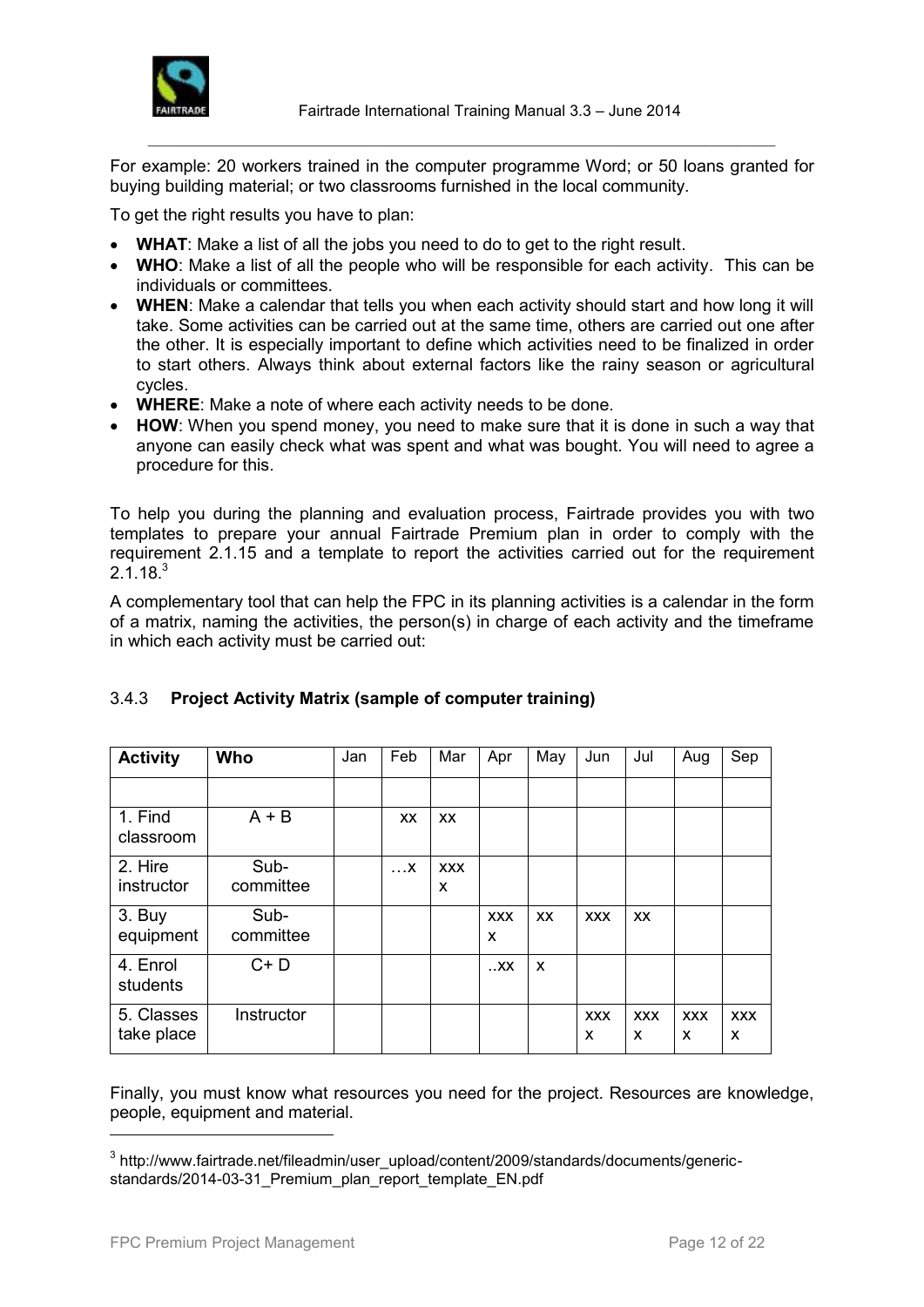For example: 20 workers trained in the computer programme Word; or 50 loans granted for buying building material; or two classrooms furnished in the local community.

To get the right results you have to plan:

- **WHAT**: Make a list of all the jobs you need to do to get to the right result.
- **WHO**: Make a list of all the people who will be responsible for each activity. This can be individuals or committees.
- **WHEN**: Make a calendar that tells you when each activity should start and how long it will take. Some activities can be carried out at the same time, others are carried out one after the other. It is especially important to define which activities need to be finalized in order to start others. Always think about external factors like the rainy season or agricultural cycles.
- **WHERE**: Make a note of where each activity needs to be done.
- **HOW**: When you spend money, you need to make sure that it is done in such a way that anyone can easily check what was spent and what was bought. You will need to agree a procedure for this.

To help you during the planning and evaluation process, Fairtrade provides you with two templates to prepare your annual Fairtrade Premium plan in order to comply with the requirement 2.1.15 and a template to report the activities carried out for the requirement 2.1.18.[3]

A complementary tool that can help the FPC in its planning activities is a calendar in the form of a matrix, naming the activities, the person(s) in charge of each activity and the timeframe in which each activity must be carried out:

### 3.4.3 Project Activity Matrix (sample of computer training)

| Activity | Who | Jan | Feb | Mar | Apr | May | Jun | Jul | Aug | Sep |
|---|---|---|---|---|---|---|---|---|---|---|
| | | | | | | | | | | |
| 1. Find classroom | A + B | | xx | xx | | | | | | |
| 2. Hire instructor | Sub-committee | | …x | xxxx | | | | | | |
| 3. Buy equipment | Sub-committee | | | | xxxx | xx | xxx | xx | | |
| 4. Enrol students | C+ D | | | | ..xx | x | | | | |
| 5. Classes take place | Instructor | | | | | | xxxx | xxxx | xxxx | xxxx |

Finally, you must know what resources you need for the project. Resources are knowledge, people, equipment and material.

[3] http://www.fairtrade.net/fileadmin/user_upload/content/2009/standards/documents/generic-standards/2014-03-31_Premium_plan_report_template_EN.pdf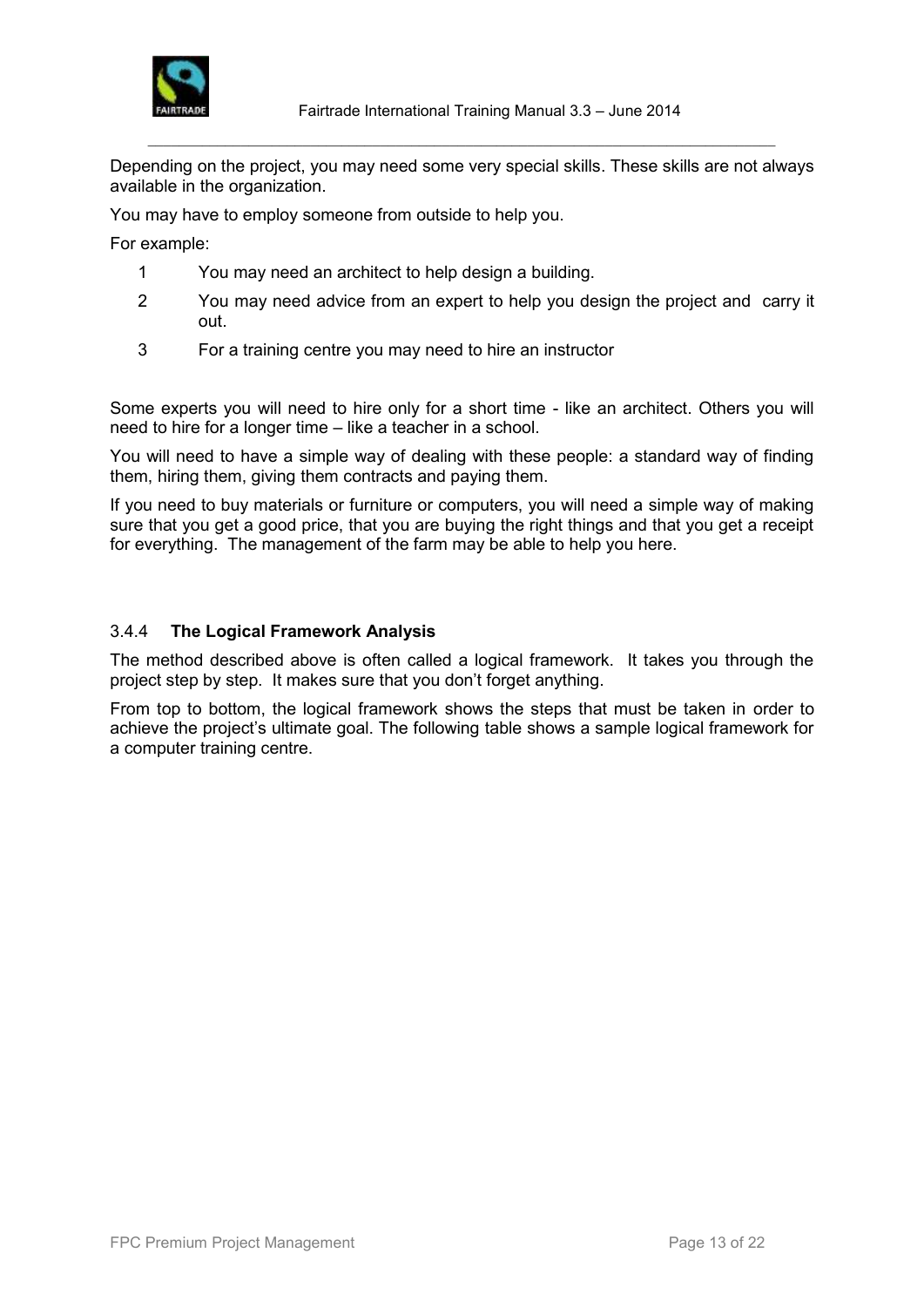Depending on the project, you may need some very special skills. These skills are not always available in the organization.

You may have to employ someone from outside to help you.

For example:

1. You may need an architect to help design a building.
2. You may need advice from an expert to help you design the project and carry it out.
3. For a training centre you may need to hire an instructor

Some experts you will need to hire only for a short time - like an architect. Others you will need to hire for a longer time – like a teacher in a school.

You will need to have a simple way of dealing with these people: a standard way of finding them, hiring them, giving them contracts and paying them.

If you need to buy materials or furniture or computers, you will need a simple way of making sure that you get a good price, that you are buying the right things and that you get a receipt for everything. The management of the farm may be able to help you here.

### 3.4.4 **The Logical Framework Analysis**

The method described above is often called a logical framework. It takes you through the project step by step. It makes sure that you don't forget anything.

From top to bottom, the logical framework shows the steps that must be taken in order to achieve the project's ultimate goal. The following table shows a sample logical framework for a computer training centre.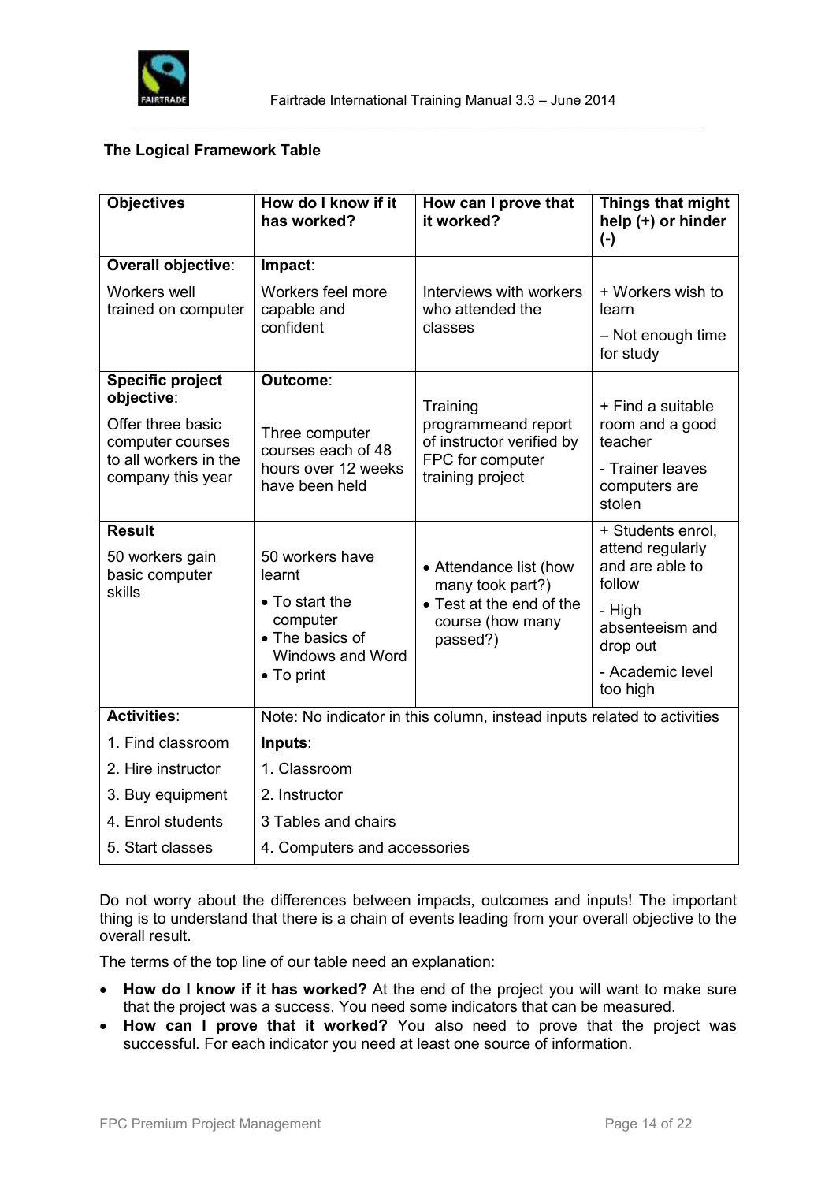**The Logical Framework Table**

| Objectives | How do I know if it has worked? | How can I prove that it worked? | Things that might help (+) or hinder (-) |
|---|---|---|---|
| **Overall objective**:<br>Workers well trained on computer | **Impact**:<br>Workers feel more capable and confident | Interviews with workers who attended the classes | + Workers wish to learn<br>– Not enough time for study |
| **Specific project objective**:<br>Offer three basic computer courses to all workers in the company this year | **Outcome**:<br>Three computer courses each of 48 hours over 12 weeks have been held | Training programmeand report of instructor verified by FPC for computer training project | + Find a suitable room and a good teacher<br>- Trainer leaves computers are stolen |
| **Result**<br>50 workers gain basic computer skills | 50 workers have learnt<br>• To start the computer<br>• The basics of Windows and Word<br>• To print | • Attendance list (how many took part?)<br>• Test at the end of the course (how many passed?) | + Students enrol, attend regularly and are able to follow<br>- High absenteeism and drop out<br>- Academic level too high |
| **Activities**:<br>1. Find classroom<br>2. Hire instructor<br>3. Buy equipment<br>4. Enrol students<br>5. Start classes | Note: No indicator in this column, instead inputs related to activities<br>**Inputs**:<br>1. Classroom<br>2. Instructor<br>3 Tables and chairs<br>4. Computers and accessories | | |

Do not worry about the differences between impacts, outcomes and inputs! The important thing is to understand that there is a chain of events leading from your overall objective to the overall result.

The terms of the top line of our table need an explanation:

- **How do I know if it has worked?** At the end of the project you will want to make sure that the project was a success. You need some indicators that can be measured.
- **How can I prove that it worked?** You also need to prove that the project was successful. For each indicator you need at least one source of information.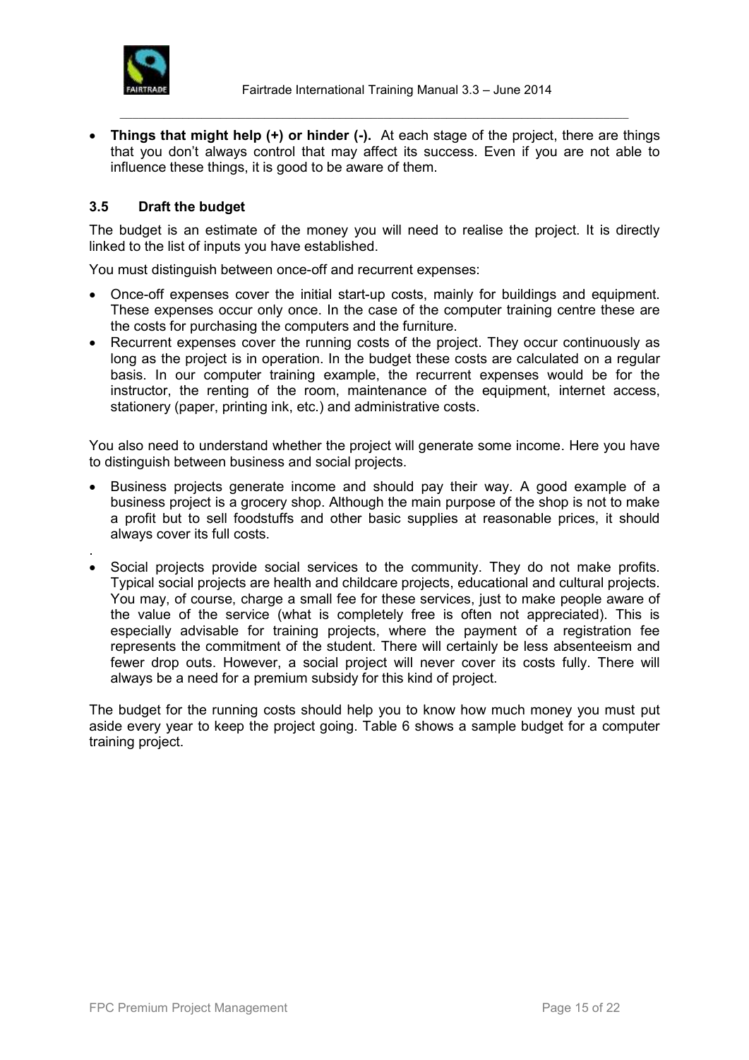- **Things that might help (+) or hinder (-).** At each stage of the project, there are things that you don't always control that may affect its success. Even if you are not able to influence these things, it is good to be aware of them.

### 3.5 Draft the budget

The budget is an estimate of the money you will need to realise the project. It is directly linked to the list of inputs you have established.

You must distinguish between once-off and recurrent expenses:

- Once-off expenses cover the initial start-up costs, mainly for buildings and equipment. These expenses occur only once. In the case of the computer training centre these are the costs for purchasing the computers and the furniture.
- Recurrent expenses cover the running costs of the project. They occur continuously as long as the project is in operation. In the budget these costs are calculated on a regular basis. In our computer training example, the recurrent expenses would be for the instructor, the renting of the room, maintenance of the equipment, internet access, stationery (paper, printing ink, etc.) and administrative costs.

You also need to understand whether the project will generate some income. Here you have to distinguish between business and social projects.

- Business projects generate income and should pay their way. A good example of a business project is a grocery shop. Although the main purpose of the shop is not to make a profit but to sell foodstuffs and other basic supplies at reasonable prices, it should always cover its full costs.
- Social projects provide social services to the community. They do not make profits. Typical social projects are health and childcare projects, educational and cultural projects. You may, of course, charge a small fee for these services, just to make people aware of the value of the service (what is completely free is often not appreciated). This is especially advisable for training projects, where the payment of a registration fee represents the commitment of the student. There will certainly be less absenteeism and fewer drop outs. However, a social project will never cover its costs fully. There will always be a need for a premium subsidy for this kind of project.

The budget for the running costs should help you to know how much money you must put aside every year to keep the project going. Table 6 shows a sample budget for a computer training project.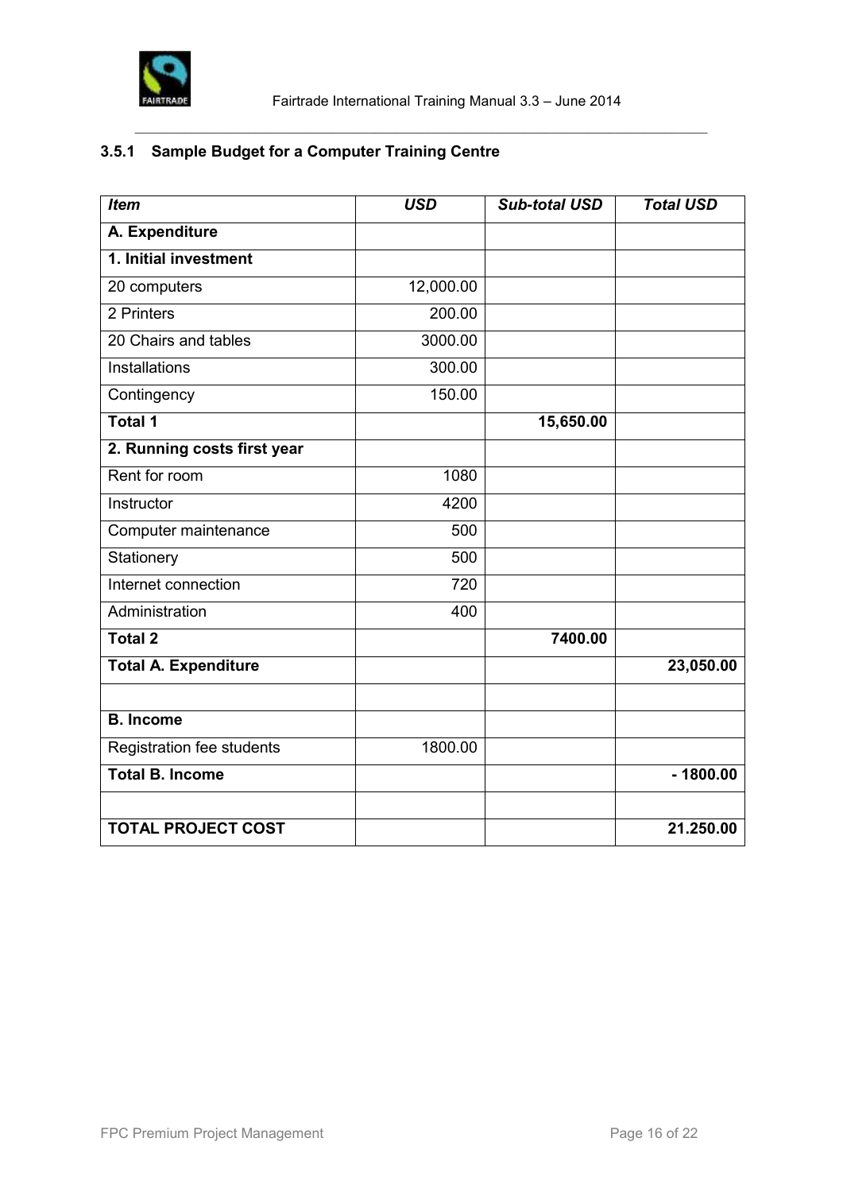### 3.5.1 Sample Budget for a Computer Training Centre

| *Item* | *USD* | *Sub-total USD* | *Total USD* |
|---|---|---|---|
| **A. Expenditure** | | | |
| **1. Initial investment** | | | |
| 20 computers | 12,000.00 | | |
| 2 Printers | 200.00 | | |
| 20 Chairs and tables | 3000.00 | | |
| Installations | 300.00 | | |
| Contingency | 150.00 | | |
| **Total 1** | | **15,650.00** | |
| **2. Running costs first year** | | | |
| Rent for room | 1080 | | |
| Instructor | 4200 | | |
| Computer maintenance | 500 | | |
| Stationery | 500 | | |
| Internet connection | 720 | | |
| Administration | 400 | | |
| **Total 2** | | **7400.00** | |
| **Total A. Expenditure** | | | **23,050.00** |
| | | | |
| **B. Income** | | | |
| Registration fee students | 1800.00 | | |
| **Total B. Income** | | | **- 1800.00** |
| | | | |
| **TOTAL PROJECT COST** | | | **21.250.00** |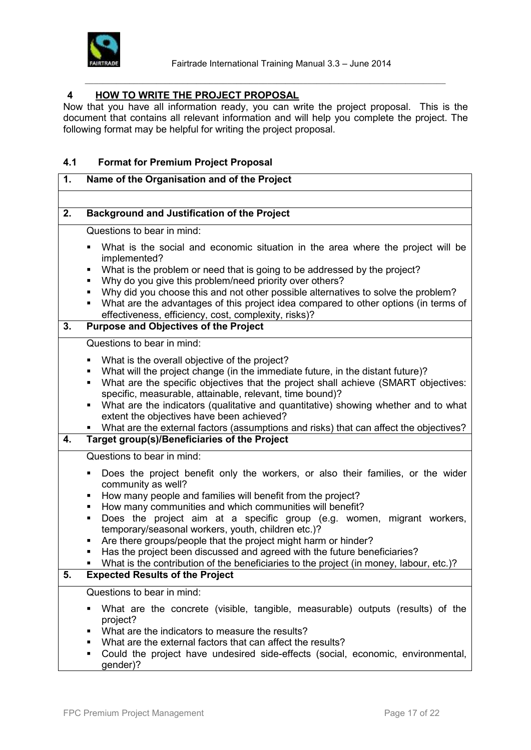## 4 HOW TO WRITE THE PROJECT PROPOSAL

Now that you have all information ready, you can write the project proposal. This is the document that contains all relevant information and will help you complete the project. The following format may be helpful for writing the project proposal.

### 4.1 Format for Premium Project Proposal

**1. Name of the Organisation and of the Project**

**2. Background and Justification of the Project**

Questions to bear in mind:

- What is the social and economic situation in the area where the project will be implemented?
- What is the problem or need that is going to be addressed by the project?
- Why do you give this problem/need priority over others?
- Why did you choose this and not other possible alternatives to solve the problem?
- What are the advantages of this project idea compared to other options (in terms of effectiveness, efficiency, cost, complexity, risks)?

**3. Purpose and Objectives of the Project**

Questions to bear in mind:

- What is the overall objective of the project?
- What will the project change (in the immediate future, in the distant future)?
- What are the specific objectives that the project shall achieve (SMART objectives: specific, measurable, attainable, relevant, time bound)?
- What are the indicators (qualitative and quantitative) showing whether and to what extent the objectives have been achieved?
- What are the external factors (assumptions and risks) that can affect the objectives?

**4. Target group(s)/Beneficiaries of the Project**

Questions to bear in mind:

- Does the project benefit only the workers, or also their families, or the wider community as well?
- How many people and families will benefit from the project?
- How many communities and which communities will benefit?
- Does the project aim at a specific group (e.g. women, migrant workers, temporary/seasonal workers, youth, children etc.)?
- Are there groups/people that the project might harm or hinder?
- Has the project been discussed and agreed with the future beneficiaries?
- What is the contribution of the beneficiaries to the project (in money, labour, etc.)?

**5. Expected Results of the Project**

Questions to bear in mind:

- What are the concrete (visible, tangible, measurable) outputs (results) of the project?
- What are the indicators to measure the results?
- What are the external factors that can affect the results?
- Could the project have undesired side-effects (social, economic, environmental, gender)?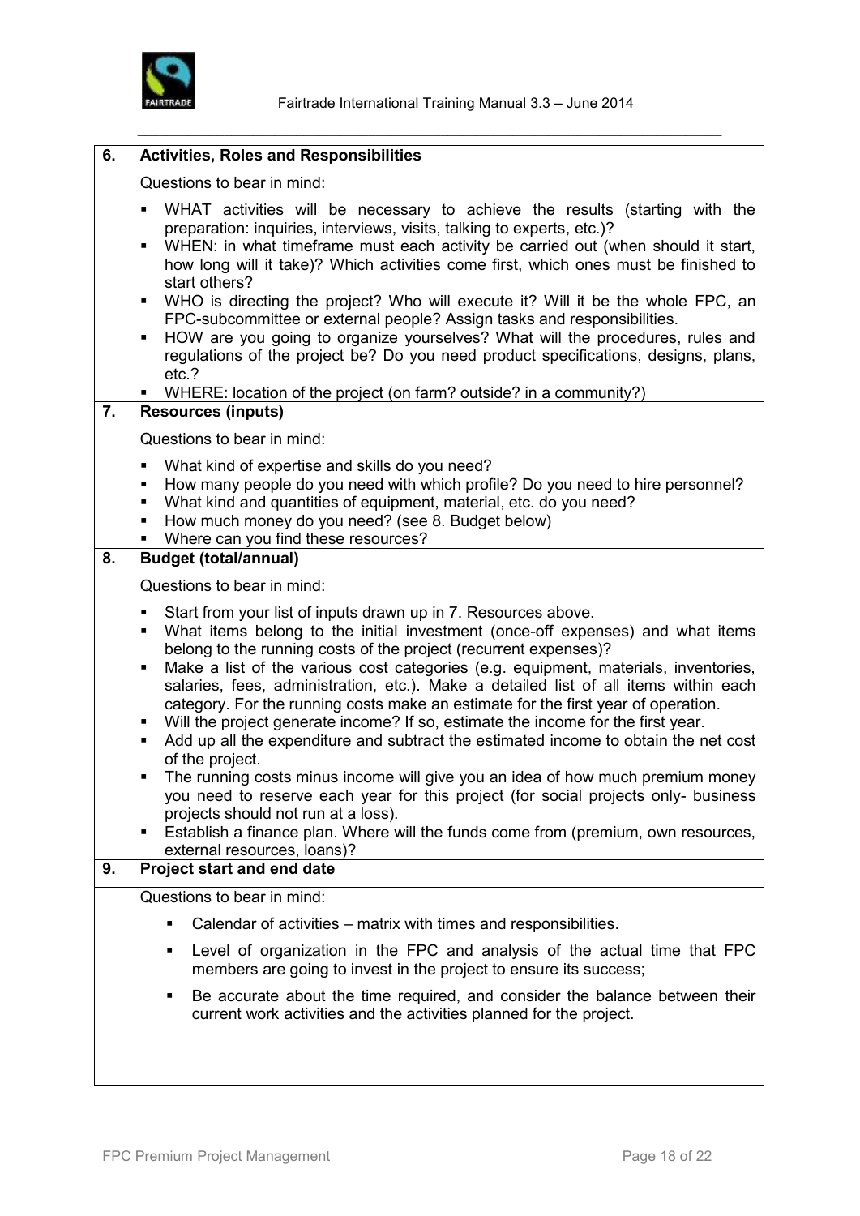## 6. Activities, Roles and Responsibilities

Questions to bear in mind:

- WHAT activities will be necessary to achieve the results (starting with the preparation: inquiries, interviews, visits, talking to experts, etc.)?
- WHEN: in what timeframe must each activity be carried out (when should it start, how long will it take)? Which activities come first, which ones must be finished to start others?
- WHO is directing the project? Who will execute it? Will it be the whole FPC, an FPC-subcommittee or external people? Assign tasks and responsibilities.
- HOW are you going to organize yourselves? What will the procedures, rules and regulations of the project be? Do you need product specifications, designs, plans, etc.?
- WHERE: location of the project (on farm? outside? in a community?)

## 7. Resources (inputs)

Questions to bear in mind:

- What kind of expertise and skills do you need?
- How many people do you need with which profile? Do you need to hire personnel?
- What kind and quantities of equipment, material, etc. do you need?
- How much money do you need? (see 8. Budget below)
- Where can you find these resources?

## 8. Budget (total/annual)

Questions to bear in mind:

- Start from your list of inputs drawn up in 7. Resources above.
- What items belong to the initial investment (once-off expenses) and what items belong to the running costs of the project (recurrent expenses)?
- Make a list of the various cost categories (e.g. equipment, materials, inventories, salaries, fees, administration, etc.). Make a detailed list of all items within each category. For the running costs make an estimate for the first year of operation.
- Will the project generate income? If so, estimate the income for the first year.
- Add up all the expenditure and subtract the estimated income to obtain the net cost of the project.
- The running costs minus income will give you an idea of how much premium money you need to reserve each year for this project (for social projects only- business projects should not run at a loss).
- Establish a finance plan. Where will the funds come from (premium, own resources, external resources, loans)?

## 9. Project start and end date

Questions to bear in mind:

- Calendar of activities – matrix with times and responsibilities.
- Level of organization in the FPC and analysis of the actual time that FPC members are going to invest in the project to ensure its success;
- Be accurate about the time required, and consider the balance between their current work activities and the activities planned for the project.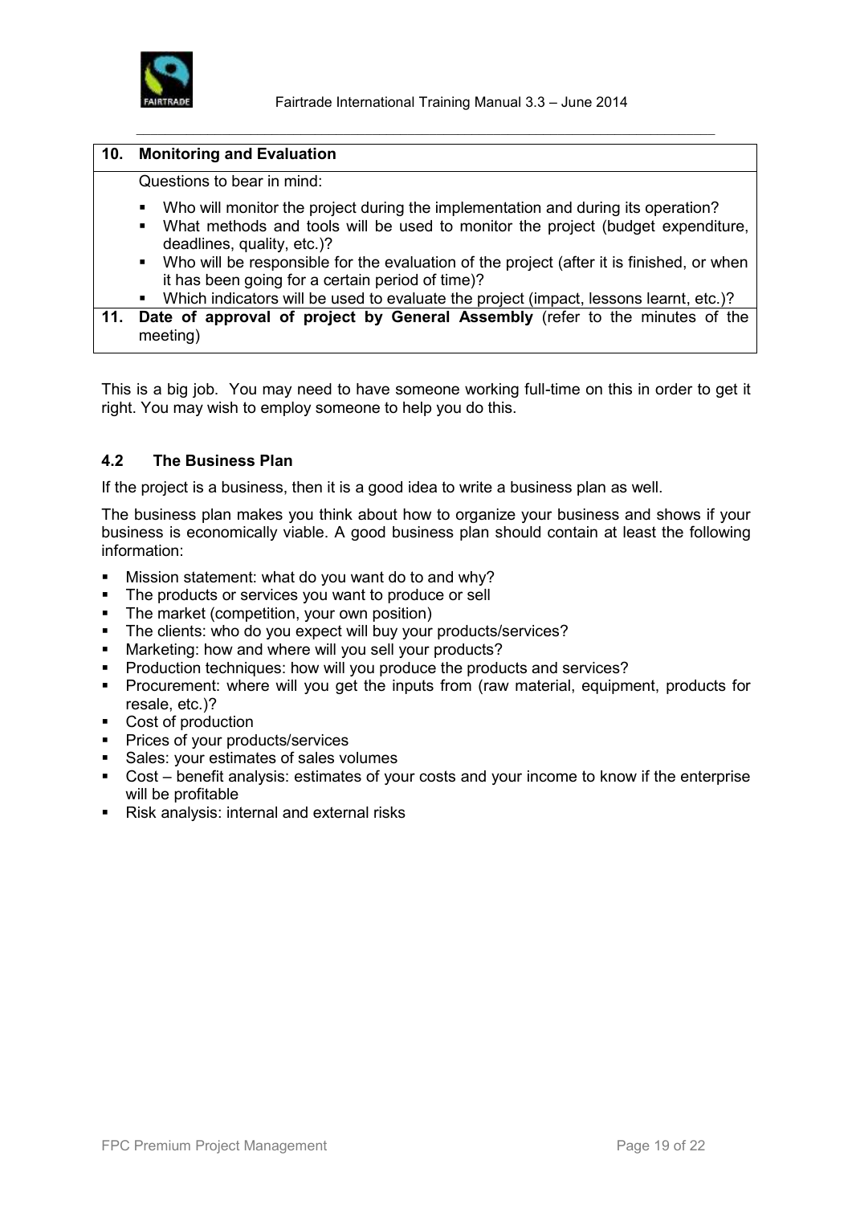| 10. | **Monitoring and Evaluation** |
|---|---|
| | Questions to bear in mind:<br>▪ Who will monitor the project during the implementation and during its operation?<br>▪ What methods and tools will be used to monitor the project (budget expenditure, deadlines, quality, etc.)?<br>▪ Who will be responsible for the evaluation of the project (after it is finished, or when it has been going for a certain period of time)?<br>▪ Which indicators will be used to evaluate the project (impact, lessons learnt, etc.)? |
| 11. | **Date of approval of project by General Assembly** (refer to the minutes of the meeting) |

This is a big job. You may need to have someone working full-time on this in order to get it right. You may wish to employ someone to help you do this.

### 4.2 The Business Plan

If the project is a business, then it is a good idea to write a business plan as well.

The business plan makes you think about how to organize your business and shows if your business is economically viable. A good business plan should contain at least the following information:

- Mission statement: what do you want do to and why?
- The products or services you want to produce or sell
- The market (competition, your own position)
- The clients: who do you expect will buy your products/services?
- Marketing: how and where will you sell your products?
- Production techniques: how will you produce the products and services?
- Procurement: where will you get the inputs from (raw material, equipment, products for resale, etc.)?
- Cost of production
- Prices of your products/services
- Sales: your estimates of sales volumes
- Cost – benefit analysis: estimates of your costs and your income to know if the enterprise will be profitable
- Risk analysis: internal and external risks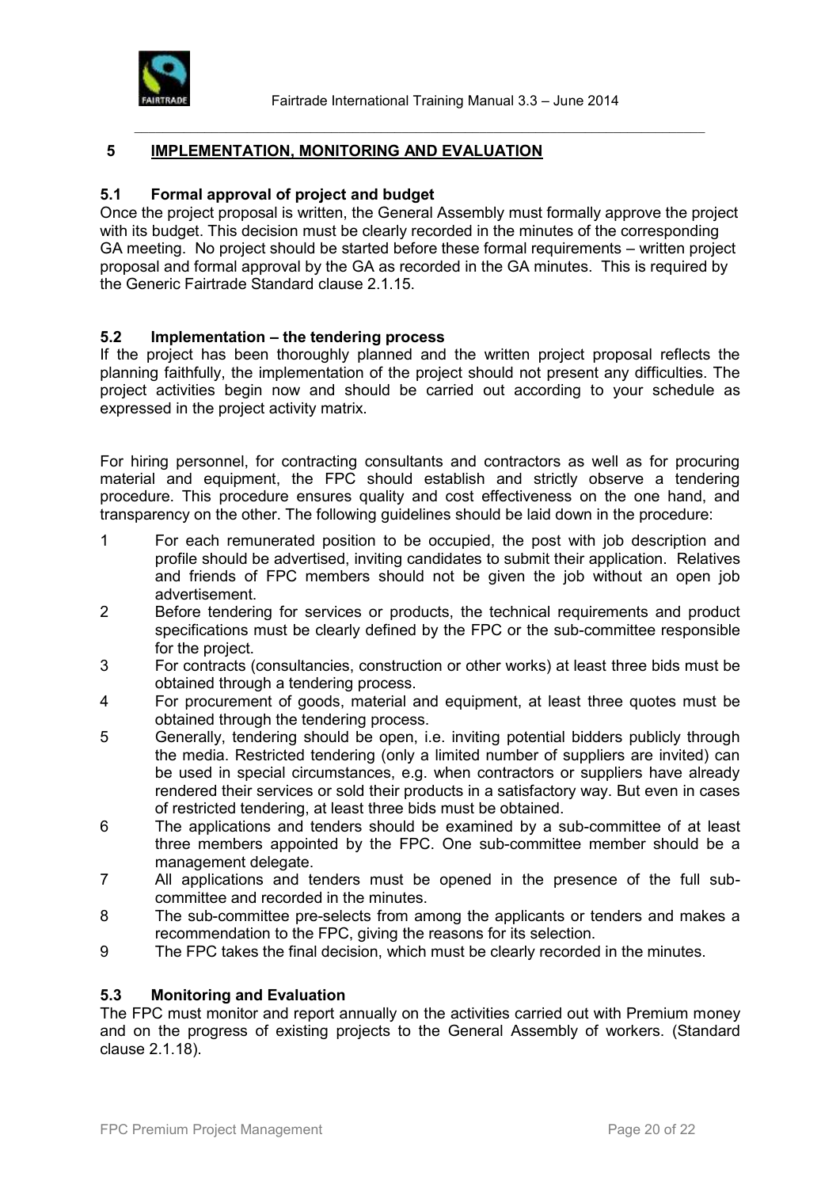## 5 IMPLEMENTATION, MONITORING AND EVALUATION

### 5.1 Formal approval of project and budget

Once the project proposal is written, the General Assembly must formally approve the project with its budget. This decision must be clearly recorded in the minutes of the corresponding GA meeting. No project should be started before these formal requirements – written project proposal and formal approval by the GA as recorded in the GA minutes. This is required by the Generic Fairtrade Standard clause 2.1.15.

### 5.2 Implementation – the tendering process

If the project has been thoroughly planned and the written project proposal reflects the planning faithfully, the implementation of the project should not present any difficulties. The project activities begin now and should be carried out according to your schedule as expressed in the project activity matrix.

For hiring personnel, for contracting consultants and contractors as well as for procuring material and equipment, the FPC should establish and strictly observe a tendering procedure. This procedure ensures quality and cost effectiveness on the one hand, and transparency on the other. The following guidelines should be laid down in the procedure:

1. For each remunerated position to be occupied, the post with job description and profile should be advertised, inviting candidates to submit their application. Relatives and friends of FPC members should not be given the job without an open job advertisement.
2. Before tendering for services or products, the technical requirements and product specifications must be clearly defined by the FPC or the sub-committee responsible for the project.
3. For contracts (consultancies, construction or other works) at least three bids must be obtained through a tendering process.
4. For procurement of goods, material and equipment, at least three quotes must be obtained through the tendering process.
5. Generally, tendering should be open, i.e. inviting potential bidders publicly through the media. Restricted tendering (only a limited number of suppliers are invited) can be used in special circumstances, e.g. when contractors or suppliers have already rendered their services or sold their products in a satisfactory way. But even in cases of restricted tendering, at least three bids must be obtained.
6. The applications and tenders should be examined by a sub-committee of at least three members appointed by the FPC. One sub-committee member should be a management delegate.
7. All applications and tenders must be opened in the presence of the full sub-committee and recorded in the minutes.
8. The sub-committee pre-selects from among the applicants or tenders and makes a recommendation to the FPC, giving the reasons for its selection.
9. The FPC takes the final decision, which must be clearly recorded in the minutes.

### 5.3 Monitoring and Evaluation

The FPC must monitor and report annually on the activities carried out with Premium money and on the progress of existing projects to the General Assembly of workers. (Standard clause 2.1.18).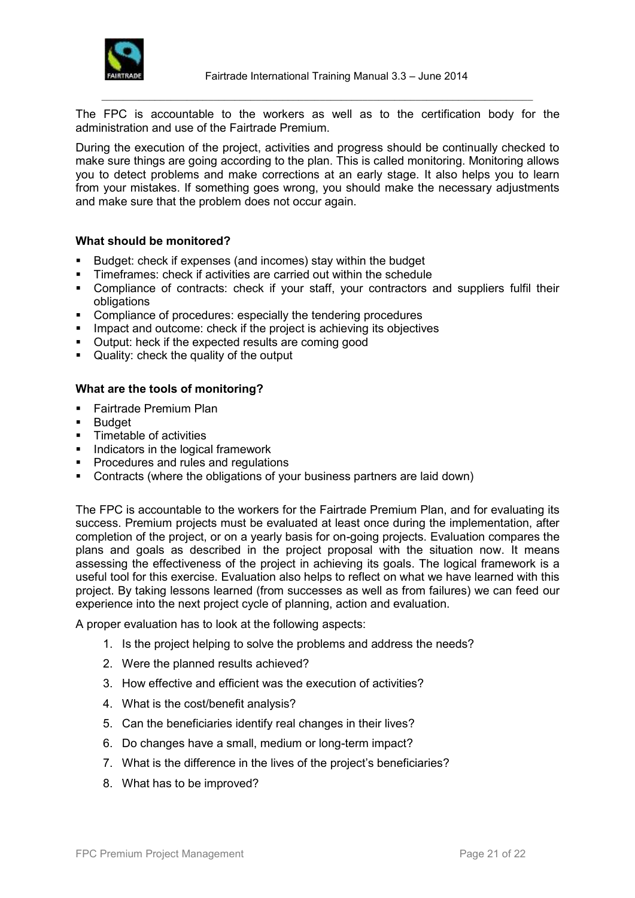The FPC is accountable to the workers as well as to the certification body for the administration and use of the Fairtrade Premium.

During the execution of the project, activities and progress should be continually checked to make sure things are going according to the plan. This is called monitoring. Monitoring allows you to detect problems and make corrections at an early stage. It also helps you to learn from your mistakes. If something goes wrong, you should make the necessary adjustments and make sure that the problem does not occur again.

**What should be monitored?**

- Budget: check if expenses (and incomes) stay within the budget
- Timeframes: check if activities are carried out within the schedule
- Compliance of contracts: check if your staff, your contractors and suppliers fulfil their obligations
- Compliance of procedures: especially the tendering procedures
- Impact and outcome: check if the project is achieving its objectives
- Output: heck if the expected results are coming good
- Quality: check the quality of the output

**What are the tools of monitoring?**

- Fairtrade Premium Plan
- Budget
- Timetable of activities
- Indicators in the logical framework
- Procedures and rules and regulations
- Contracts (where the obligations of your business partners are laid down)

The FPC is accountable to the workers for the Fairtrade Premium Plan, and for evaluating its success. Premium projects must be evaluated at least once during the implementation, after completion of the project, or on a yearly basis for on-going projects. Evaluation compares the plans and goals as described in the project proposal with the situation now. It means assessing the effectiveness of the project in achieving its goals. The logical framework is a useful tool for this exercise. Evaluation also helps to reflect on what we have learned with this project. By taking lessons learned (from successes as well as from failures) we can feed our experience into the next project cycle of planning, action and evaluation.

A proper evaluation has to look at the following aspects:

1. Is the project helping to solve the problems and address the needs?
2. Were the planned results achieved?
3. How effective and efficient was the execution of activities?
4. What is the cost/benefit analysis?
5. Can the beneficiaries identify real changes in their lives?
6. Do changes have a small, medium or long-term impact?
7. What is the difference in the lives of the project's beneficiaries?
8. What has to be improved?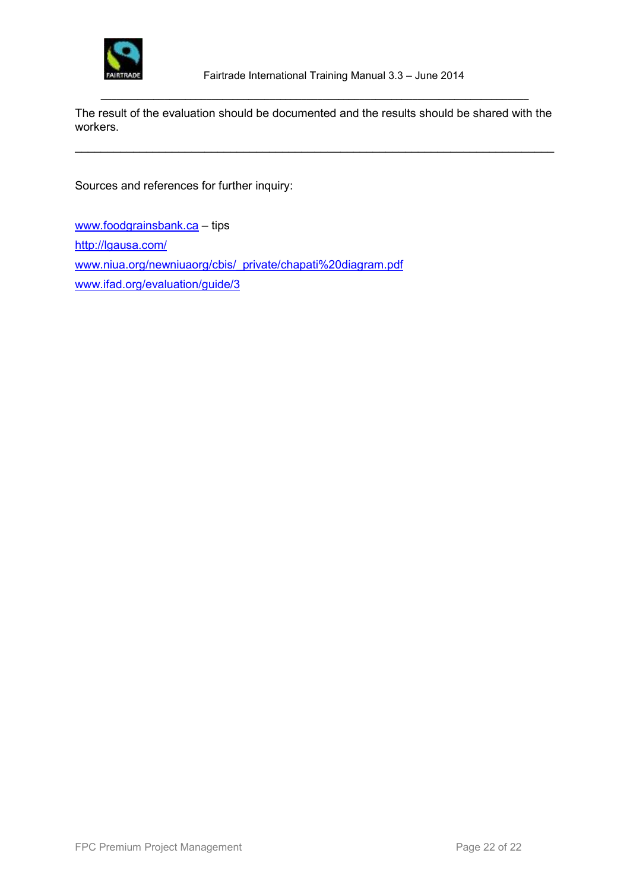The result of the evaluation should be documented and the results should be shared with the workers.

---

Sources and references for further inquiry:

www.foodgrainsbank.ca – tips

http://lgausa.com/

www.niua.org/newniuaorg/cbis/_private/chapati%20diagram.pdf

www.ifad.org/evaluation/guide/3